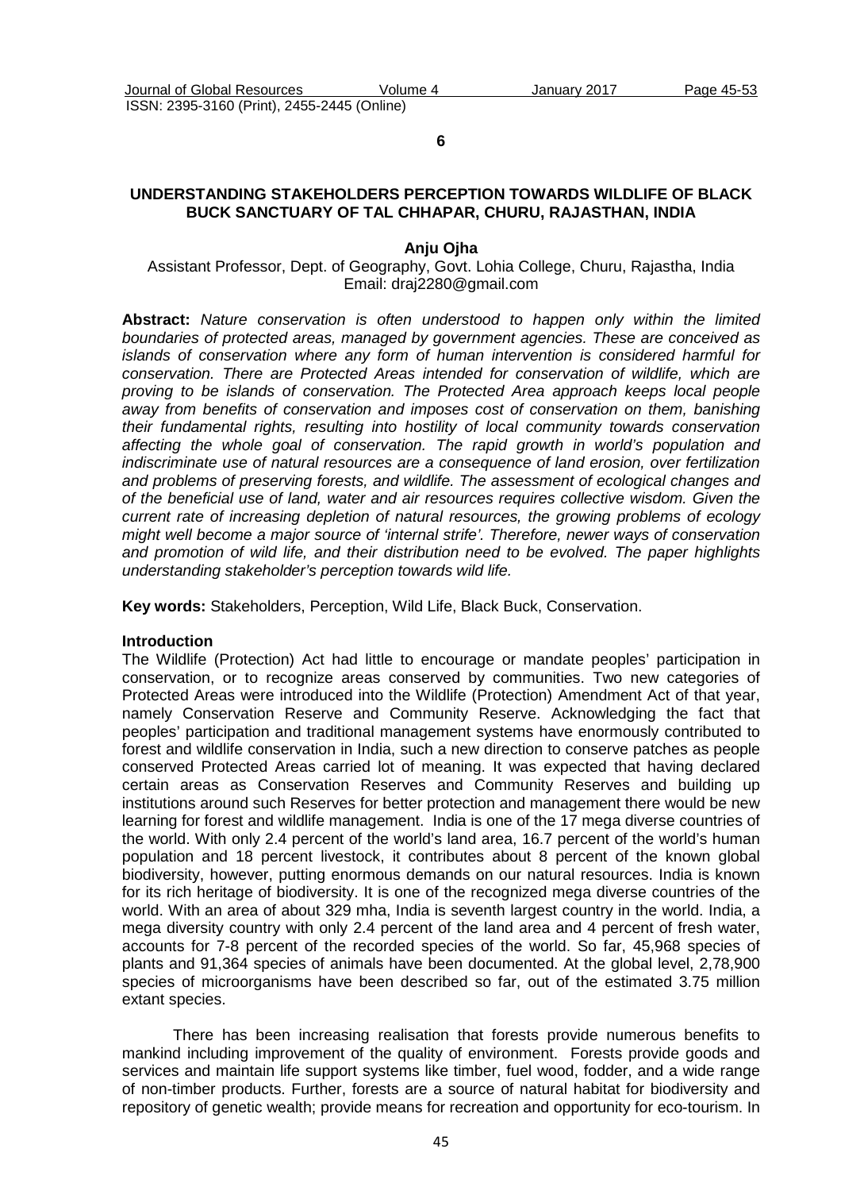**6**

# UNDERSTANDING STAKEHOLDERS PERCEPTION TOWARDS WILDLIFE OF BLACK BUCK SANCTUARY OF TAL CHHAPAR, CHURU, RAJASTHAN, INDIA

**Anju Ojha**

Assistant Professor, Dept. of Geography, Govt. Lohia College, Churu, Rajastha, India
Email: draj2280@gmail.com

**Abstract:** *Nature conservation is often understood to happen only within the limited boundaries of protected areas, managed by government agencies. These are conceived as islands of conservation where any form of human intervention is considered harmful for conservation. There are Protected Areas intended for conservation of wildlife, which are proving to be islands of conservation. The Protected Area approach keeps local people away from benefits of conservation and imposes cost of conservation on them, banishing their fundamental rights, resulting into hostility of local community towards conservation affecting the whole goal of conservation. The rapid growth in world's population and indiscriminate use of natural resources are a consequence of land erosion, over fertilization and problems of preserving forests, and wildlife. The assessment of ecological changes and of the beneficial use of land, water and air resources requires collective wisdom. Given the current rate of increasing depletion of natural resources, the growing problems of ecology might well become a major source of 'internal strife'. Therefore, newer ways of conservation and promotion of wild life, and their distribution need to be evolved. The paper highlights understanding stakeholder's perception towards wild life.*

**Key words:** Stakeholders, Perception, Wild Life, Black Buck, Conservation.

## Introduction

The Wildlife (Protection) Act had little to encourage or mandate peoples' participation in conservation, or to recognize areas conserved by communities. Two new categories of Protected Areas were introduced into the Wildlife (Protection) Amendment Act of that year, namely Conservation Reserve and Community Reserve. Acknowledging the fact that peoples' participation and traditional management systems have enormously contributed to forest and wildlife conservation in India, such a new direction to conserve patches as people conserved Protected Areas carried lot of meaning. It was expected that having declared certain areas as Conservation Reserves and Community Reserves and building up institutions around such Reserves for better protection and management there would be new learning for forest and wildlife management. India is one of the 17 mega diverse countries of the world. With only 2.4 percent of the world's land area, 16.7 percent of the world's human population and 18 percent livestock, it contributes about 8 percent of the known global biodiversity, however, putting enormous demands on our natural resources. India is known for its rich heritage of biodiversity. It is one of the recognized mega diverse countries of the world. With an area of about 329 mha, India is seventh largest country in the world. India, a mega diversity country with only 2.4 percent of the land area and 4 percent of fresh water, accounts for 7-8 percent of the recorded species of the world. So far, 45,968 species of plants and 91,364 species of animals have been documented. At the global level, 2,78,900 species of microorganisms have been described so far, out of the estimated 3.75 million extant species.

There has been increasing realisation that forests provide numerous benefits to mankind including improvement of the quality of environment. Forests provide goods and services and maintain life support systems like timber, fuel wood, fodder, and a wide range of non-timber products. Further, forests are a source of natural habitat for biodiversity and repository of genetic wealth; provide means for recreation and opportunity for eco-tourism. In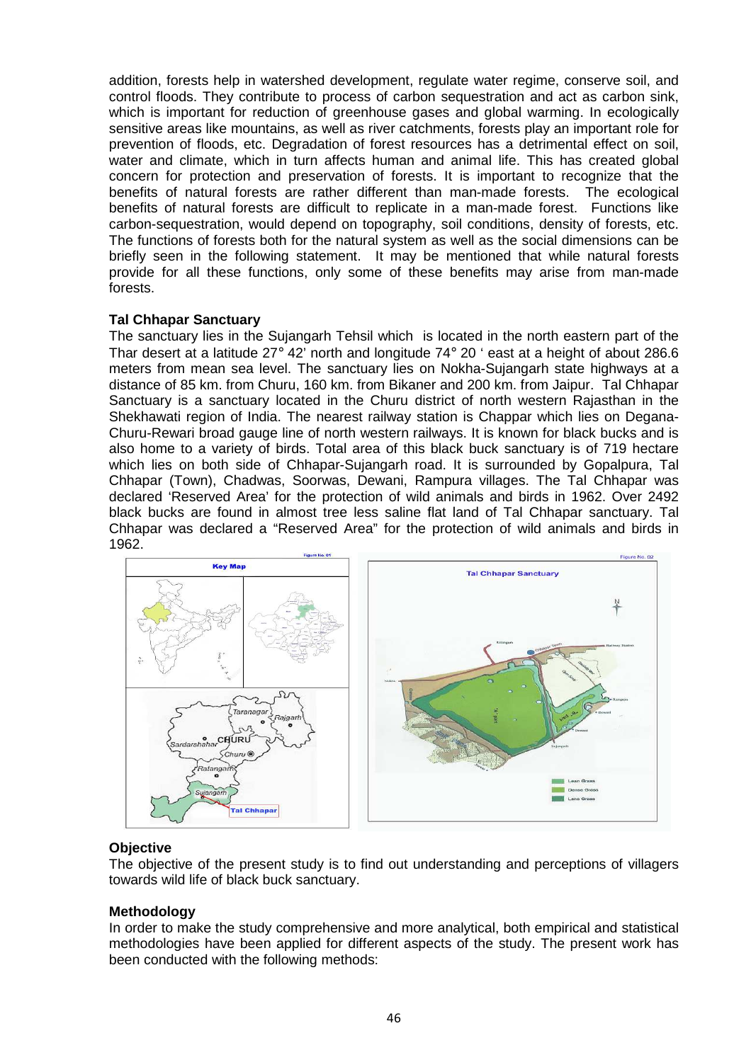addition, forests help in watershed development, regulate water regime, conserve soil, and control floods. They contribute to process of carbon sequestration and act as carbon sink, which is important for reduction of greenhouse gases and global warming. In ecologically sensitive areas like mountains, as well as river catchments, forests play an important role for prevention of floods, etc. Degradation of forest resources has a detrimental effect on soil, water and climate, which in turn affects human and animal life. This has created global concern for protection and preservation of forests. It is important to recognize that the benefits of natural forests are rather different than man-made forests. The ecological benefits of natural forests are difficult to replicate in a man-made forest. Functions like carbon-sequestration, would depend on topography, soil conditions, density of forests, etc. The functions of forests both for the natural system as well as the social dimensions can be briefly seen in the following statement. It may be mentioned that while natural forests provide for all these functions, only some of these benefits may arise from man-made forests.

**Tal Chhapar Sanctuary**

The sanctuary lies in the Sujangarh Tehsil which is located in the north eastern part of the Thar desert at a latitude 27° 42' north and longitude 74° 20 ' east at a height of about 286.6 meters from mean sea level. The sanctuary lies on Nokha-Sujangarh state highways at a distance of 85 km. from Churu, 160 km. from Bikaner and 200 km. from Jaipur. Tal Chhapar Sanctuary is a sanctuary located in the Churu district of north western Rajasthan in the Shekhawati region of India. The nearest railway station is Chappar which lies on Degana-Churu-Rewari broad gauge line of north western railways. It is known for black bucks and is also home to a variety of birds. Total area of this black buck sanctuary is of 719 hectare which lies on both side of Chhapar-Sujangarh road. It is surrounded by Gopalpura, Tal Chhapar (Town), Chadwas, Soorwas, Dewani, Rampura villages. The Tal Chhapar was declared 'Reserved Area' for the protection of wild animals and birds in 1962. Over 2492 black bucks are found in almost tree less saline flat land of Tal Chhapar sanctuary. Tal Chhapar was declared a "Reserved Area" for the protection of wild animals and birds in 1962.

Figure No. 01 — Key Map

Figure No. 02 — Tal Chhapar Sanctuary

**Objective**

The objective of the present study is to find out understanding and perceptions of villagers towards wild life of black buck sanctuary.

**Methodology**

In order to make the study comprehensive and more analytical, both empirical and statistical methodologies have been applied for different aspects of the study. The present work has been conducted with the following methods: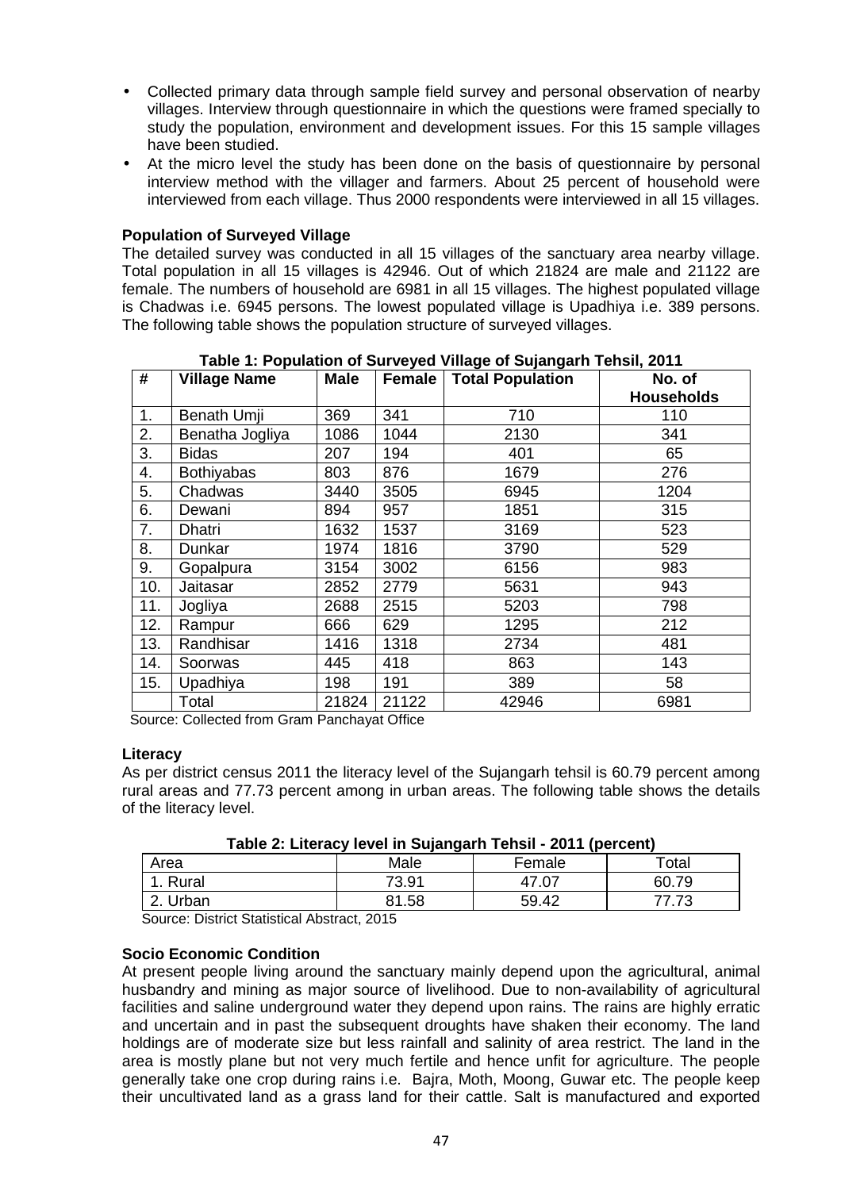- Collected primary data through sample field survey and personal observation of nearby villages. Interview through questionnaire in which the questions were framed specially to study the population, environment and development issues. For this 15 sample villages have been studied.
- At the micro level the study has been done on the basis of questionnaire by personal interview method with the villager and farmers. About 25 percent of household were interviewed from each village. Thus 2000 respondents were interviewed in all 15 villages.

**Population of Surveyed Village**

The detailed survey was conducted in all 15 villages of the sanctuary area nearby village. Total population in all 15 villages is 42946. Out of which 21824 are male and 21122 are female. The numbers of household are 6981 in all 15 villages. The highest populated village is Chadwas i.e. 6945 persons. The lowest populated village is Upadhiya i.e. 389 persons. The following table shows the population structure of surveyed villages.

**Table 1: Population of Surveyed Village of Sujangarh Tehsil, 2011**

| # | Village Name | Male | Female | Total Population | No. of Households |
|---|---|---|---|---|---|
| 1. | Benath Umji | 369 | 341 | 710 | 110 |
| 2. | Benatha Jogliya | 1086 | 1044 | 2130 | 341 |
| 3. | Bidas | 207 | 194 | 401 | 65 |
| 4. | Bothiyabas | 803 | 876 | 1679 | 276 |
| 5. | Chadwas | 3440 | 3505 | 6945 | 1204 |
| 6. | Dewani | 894 | 957 | 1851 | 315 |
| 7. | Dhatri | 1632 | 1537 | 3169 | 523 |
| 8. | Dunkar | 1974 | 1816 | 3790 | 529 |
| 9. | Gopalpura | 3154 | 3002 | 6156 | 983 |
| 10. | Jaitasar | 2852 | 2779 | 5631 | 943 |
| 11. | Jogliya | 2688 | 2515 | 5203 | 798 |
| 12. | Rampur | 666 | 629 | 1295 | 212 |
| 13. | Randhisar | 1416 | 1318 | 2734 | 481 |
| 14. | Soorwas | 445 | 418 | 863 | 143 |
| 15. | Upadhiya | 198 | 191 | 389 | 58 |
| | Total | 21824 | 21122 | 42946 | 6981 |

Source: Collected from Gram Panchayat Office

**Literacy**

As per district census 2011 the literacy level of the Sujangarh tehsil is 60.79 percent among rural areas and 77.73 percent among in urban areas. The following table shows the details of the literacy level.

**Table 2: Literacy level in Sujangarh Tehsil - 2011 (percent)**

| Area | Male | Female | Total |
|---|---|---|---|
| 1. Rural | 73.91 | 47.07 | 60.79 |
| 2. Urban | 81.58 | 59.42 | 77.73 |

Source: District Statistical Abstract, 2015

**Socio Economic Condition**

At present people living around the sanctuary mainly depend upon the agricultural, animal husbandry and mining as major source of livelihood. Due to non-availability of agricultural facilities and saline underground water they depend upon rains. The rains are highly erratic and uncertain and in past the subsequent droughts have shaken their economy. The land holdings are of moderate size but less rainfall and salinity of area restrict. The land in the area is mostly plane but not very much fertile and hence unfit for agriculture. The people generally take one crop during rains i.e. Bajra, Moth, Moong, Guwar etc. The people keep their uncultivated land as a grass land for their cattle. Salt is manufactured and exported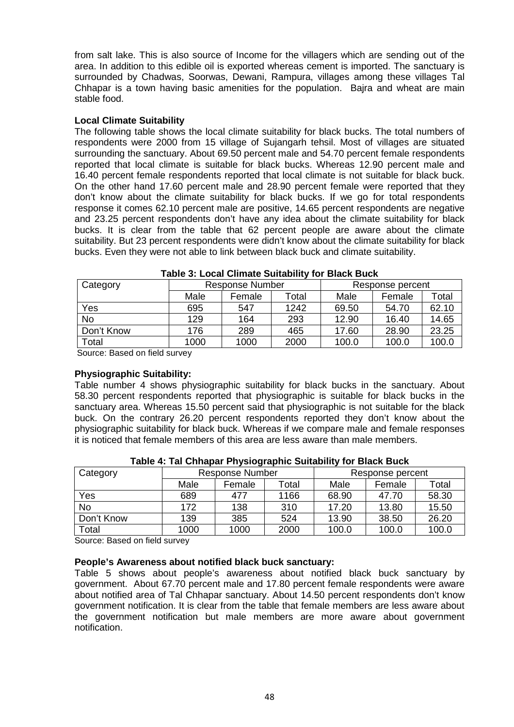from salt lake. This is also source of Income for the villagers which are sending out of the area. In addition to this edible oil is exported whereas cement is imported. The sanctuary is surrounded by Chadwas, Soorwas, Dewani, Rampura, villages among these villages Tal Chhapar is a town having basic amenities for the population. Bajra and wheat are main stable food.

**Local Climate Suitability**

The following table shows the local climate suitability for black bucks. The total numbers of respondents were 2000 from 15 village of Sujangarh tehsil. Most of villages are situated surrounding the sanctuary. About 69.50 percent male and 54.70 percent female respondents reported that local climate is suitable for black bucks. Whereas 12.90 percent male and 16.40 percent female respondents reported that local climate is not suitable for black buck. On the other hand 17.60 percent male and 28.90 percent female were reported that they don't know about the climate suitability for black bucks. If we go for total respondents response it comes 62.10 percent male are positive, 14.65 percent respondents are negative and 23.25 percent respondents don't have any idea about the climate suitability for black bucks. It is clear from the table that 62 percent people are aware about the climate suitability. But 23 percent respondents were didn't know about the climate suitability for black bucks. Even they were not able to link between black buck and climate suitability.

**Table 3: Local Climate Suitability for Black Buck**

| Category | Response Number | | | Response percent | | |
|---|---|---|---|---|---|---|
| | Male | Female | Total | Male | Female | Total |
| Yes | 695 | 547 | 1242 | 69.50 | 54.70 | 62.10 |
| No | 129 | 164 | 293 | 12.90 | 16.40 | 14.65 |
| Don't Know | 176 | 289 | 465 | 17.60 | 28.90 | 23.25 |
| Total | 1000 | 1000 | 2000 | 100.0 | 100.0 | 100.0 |

Source: Based on field survey

**Physiographic Suitability:**

Table number 4 shows physiographic suitability for black bucks in the sanctuary. About 58.30 percent respondents reported that physiographic is suitable for black bucks in the sanctuary area. Whereas 15.50 percent said that physiographic is not suitable for the black buck. On the contrary 26.20 percent respondents reported they don't know about the physiographic suitability for black buck. Whereas if we compare male and female responses it is noticed that female members of this area are less aware than male members.

**Table 4: Tal Chhapar Physiographic Suitability for Black Buck**

| Category | Response Number | | | Response percent | | |
|---|---|---|---|---|---|---|
| | Male | Female | Total | Male | Female | Total |
| Yes | 689 | 477 | 1166 | 68.90 | 47.70 | 58.30 |
| No | 172 | 138 | 310 | 17.20 | 13.80 | 15.50 |
| Don't Know | 139 | 385 | 524 | 13.90 | 38.50 | 26.20 |
| Total | 1000 | 1000 | 2000 | 100.0 | 100.0 | 100.0 |

Source: Based on field survey

**People's Awareness about notified black buck sanctuary:**

Table 5 shows about people's awareness about notified black buck sanctuary by government. About 67.70 percent male and 17.80 percent female respondents were aware about notified area of Tal Chhapar sanctuary. About 14.50 percent respondents don't know government notification. It is clear from the table that female members are less aware about the government notification but male members are more aware about government notification.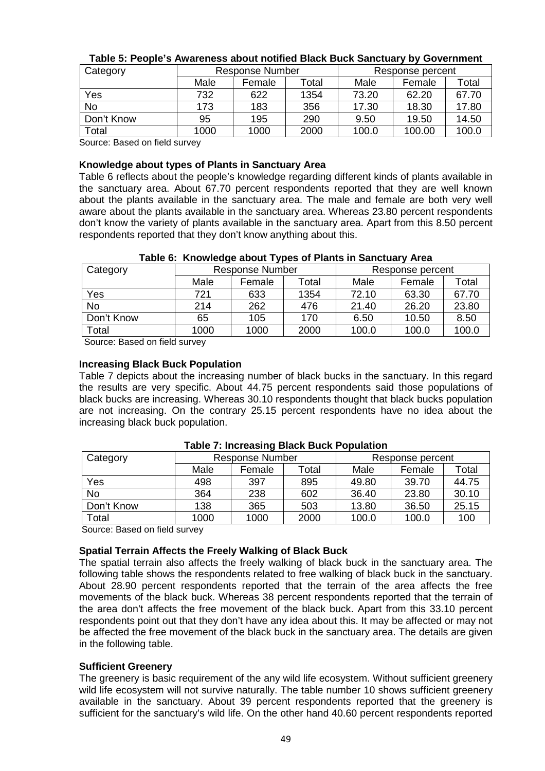**Table 5: People's Awareness about notified Black Buck Sanctuary by Government**

| Category | Response Number | | | Response percent | | |
|---|---|---|---|---|---|---|
| | Male | Female | Total | Male | Female | Total |
| Yes | 732 | 622 | 1354 | 73.20 | 62.20 | 67.70 |
| No | 173 | 183 | 356 | 17.30 | 18.30 | 17.80 |
| Don't Know | 95 | 195 | 290 | 9.50 | 19.50 | 14.50 |
| Total | 1000 | 1000 | 2000 | 100.0 | 100.00 | 100.0 |

Source: Based on field survey

### Knowledge about types of Plants in Sanctuary Area

Table 6 reflects about the people's knowledge regarding different kinds of plants available in the sanctuary area. About 67.70 percent respondents reported that they are well known about the plants available in the sanctuary area. The male and female are both very well aware about the plants available in the sanctuary area. Whereas 23.80 percent respondents don't know the variety of plants available in the sanctuary area. Apart from this 8.50 percent respondents reported that they don't know anything about this.

**Table 6: Knowledge about Types of Plants in Sanctuary Area**

| Category | Response Number | | | Response percent | | |
|---|---|---|---|---|---|---|
| | Male | Female | Total | Male | Female | Total |
| Yes | 721 | 633 | 1354 | 72.10 | 63.30 | 67.70 |
| No | 214 | 262 | 476 | 21.40 | 26.20 | 23.80 |
| Don't Know | 65 | 105 | 170 | 6.50 | 10.50 | 8.50 |
| Total | 1000 | 1000 | 2000 | 100.0 | 100.0 | 100.0 |

Source: Based on field survey

### Increasing Black Buck Population

Table 7 depicts about the increasing number of black bucks in the sanctuary. In this regard the results are very specific. About 44.75 percent respondents said those populations of black bucks are increasing. Whereas 30.10 respondents thought that black bucks population are not increasing. On the contrary 25.15 percent respondents have no idea about the increasing black buck population.

**Table 7: Increasing Black Buck Population**

| Category | Response Number | | | Response percent | | |
|---|---|---|---|---|---|---|
| | Male | Female | Total | Male | Female | Total |
| Yes | 498 | 397 | 895 | 49.80 | 39.70 | 44.75 |
| No | 364 | 238 | 602 | 36.40 | 23.80 | 30.10 |
| Don't Know | 138 | 365 | 503 | 13.80 | 36.50 | 25.15 |
| Total | 1000 | 1000 | 2000 | 100.0 | 100.0 | 100 |

Source: Based on field survey

### Spatial Terrain Affects the Freely Walking of Black Buck

The spatial terrain also affects the freely walking of black buck in the sanctuary area. The following table shows the respondents related to free walking of black buck in the sanctuary. About 28.90 percent respondents reported that the terrain of the area affects the free movements of the black buck. Whereas 38 percent respondents reported that the terrain of the area don't affects the free movement of the black buck. Apart from this 33.10 percent respondents point out that they don't have any idea about this. It may be affected or may not be affected the free movement of the black buck in the sanctuary area. The details are given in the following table.

### Sufficient Greenery

The greenery is basic requirement of the any wild life ecosystem. Without sufficient greenery wild life ecosystem will not survive naturally. The table number 10 shows sufficient greenery available in the sanctuary. About 39 percent respondents reported that the greenery is sufficient for the sanctuary's wild life. On the other hand 40.60 percent respondents reported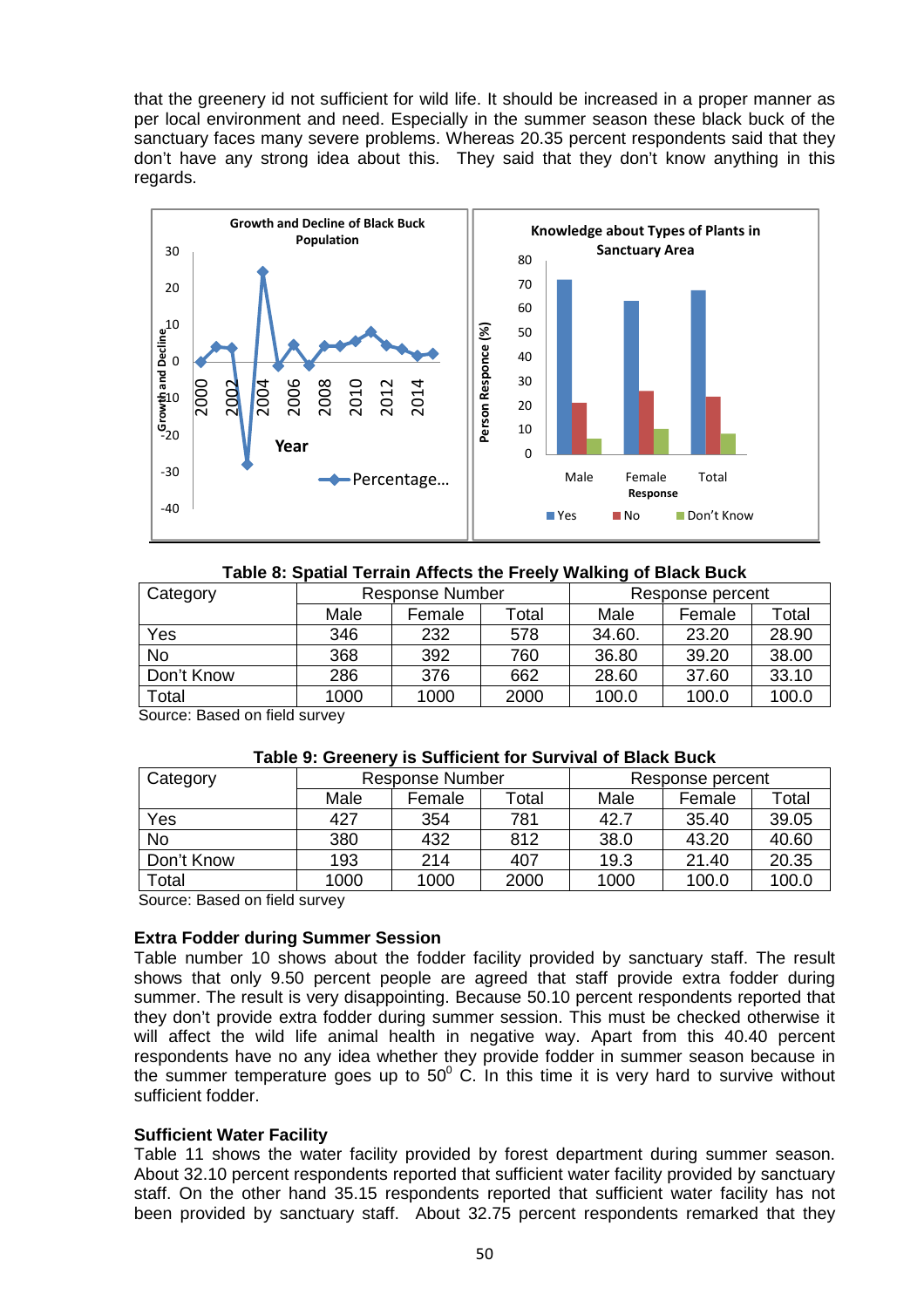that the greenery id not sufficient for wild life. It should be increased in a proper manner as per local environment and need. Especially in the summer season these black buck of the sanctuary faces many severe problems. Whereas 20.35 percent respondents said that they don't have any strong idea about this. They said that they don't know anything in this regards.

**Table 8: Spatial Terrain Affects the Freely Walking of Black Buck**

| Category | Response Number | | | Response percent | | |
|---|---|---|---|---|---|---|
| | Male | Female | Total | Male | Female | Total |
| Yes | 346 | 232 | 578 | 34.60. | 23.20 | 28.90 |
| No | 368 | 392 | 760 | 36.80 | 39.20 | 38.00 |
| Don't Know | 286 | 376 | 662 | 28.60 | 37.60 | 33.10 |
| Total | 1000 | 1000 | 2000 | 100.0 | 100.0 | 100.0 |

Source: Based on field survey

**Table 9: Greenery is Sufficient for Survival of Black Buck**

| Category | Response Number | | | Response percent | | |
|---|---|---|---|---|---|---|
| | Male | Female | Total | Male | Female | Total |
| Yes | 427 | 354 | 781 | 42.7 | 35.40 | 39.05 |
| No | 380 | 432 | 812 | 38.0 | 43.20 | 40.60 |
| Don't Know | 193 | 214 | 407 | 19.3 | 21.40 | 20.35 |
| Total | 1000 | 1000 | 2000 | 1000 | 100.0 | 100.0 |

Source: Based on field survey

### Extra Fodder during Summer Session

Table number 10 shows about the fodder facility provided by sanctuary staff. The result shows that only 9.50 percent people are agreed that staff provide extra fodder during summer. The result is very disappointing. Because 50.10 percent respondents reported that they don't provide extra fodder during summer session. This must be checked otherwise it will affect the wild life animal health in negative way. Apart from this 40.40 percent respondents have no any idea whether they provide fodder in summer season because in the summer temperature goes up to 50$^0$ C. In this time it is very hard to survive without sufficient fodder.

### Sufficient Water Facility

Table 11 shows the water facility provided by forest department during summer season. About 32.10 percent respondents reported that sufficient water facility provided by sanctuary staff. On the other hand 35.15 respondents reported that sufficient water facility has not been provided by sanctuary staff. About 32.75 percent respondents remarked that they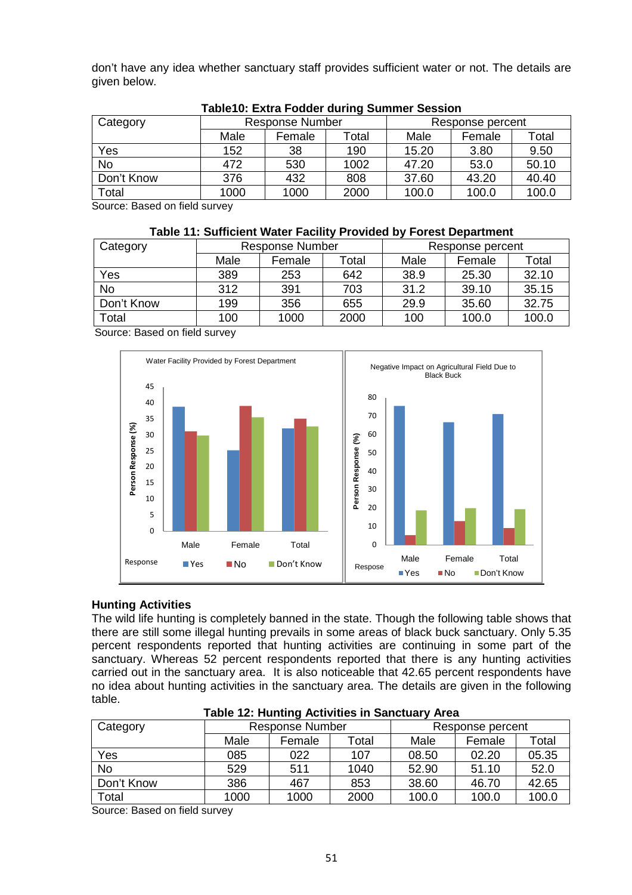don't have any idea whether sanctuary staff provides sufficient water or not. The details are given below.

**Table10: Extra Fodder during Summer Session**

| Category | Response Number | | | Response percent | | |
|---|---|---|---|---|---|---|
| | Male | Female | Total | Male | Female | Total |
| Yes | 152 | 38 | 190 | 15.20 | 3.80 | 9.50 |
| No | 472 | 530 | 1002 | 47.20 | 53.0 | 50.10 |
| Don't Know | 376 | 432 | 808 | 37.60 | 43.20 | 40.40 |
| Total | 1000 | 1000 | 2000 | 100.0 | 100.0 | 100.0 |

Source: Based on field survey

**Table 11: Sufficient Water Facility Provided by Forest Department**

| Category | Response Number | | | Response percent | | |
|---|---|---|---|---|---|---|
| | Male | Female | Total | Male | Female | Total |
| Yes | 389 | 253 | 642 | 38.9 | 25.30 | 32.10 |
| No | 312 | 391 | 703 | 31.2 | 39.10 | 35.15 |
| Don't Know | 199 | 356 | 655 | 29.9 | 35.60 | 32.75 |
| Total | 100 | 1000 | 2000 | 100 | 100.0 | 100.0 |

Source: Based on field survey

## Hunting Activities

The wild life hunting is completely banned in the state. Though the following table shows that there are still some illegal hunting prevails in some areas of black buck sanctuary. Only 5.35 percent respondents reported that hunting activities are continuing in some part of the sanctuary. Whereas 52 percent respondents reported that there is any hunting activities carried out in the sanctuary area. It is also noticeable that 42.65 percent respondents have no idea about hunting activities in the sanctuary area. The details are given in the following table.

**Table 12: Hunting Activities in Sanctuary Area**

| Category | Response Number | | | Response percent | | |
|---|---|---|---|---|---|---|
| | Male | Female | Total | Male | Female | Total |
| Yes | 085 | 022 | 107 | 08.50 | 02.20 | 05.35 |
| No | 529 | 511 | 1040 | 52.90 | 51.10 | 52.0 |
| Don't Know | 386 | 467 | 853 | 38.60 | 46.70 | 42.65 |
| Total | 1000 | 1000 | 2000 | 100.0 | 100.0 | 100.0 |

Source: Based on field survey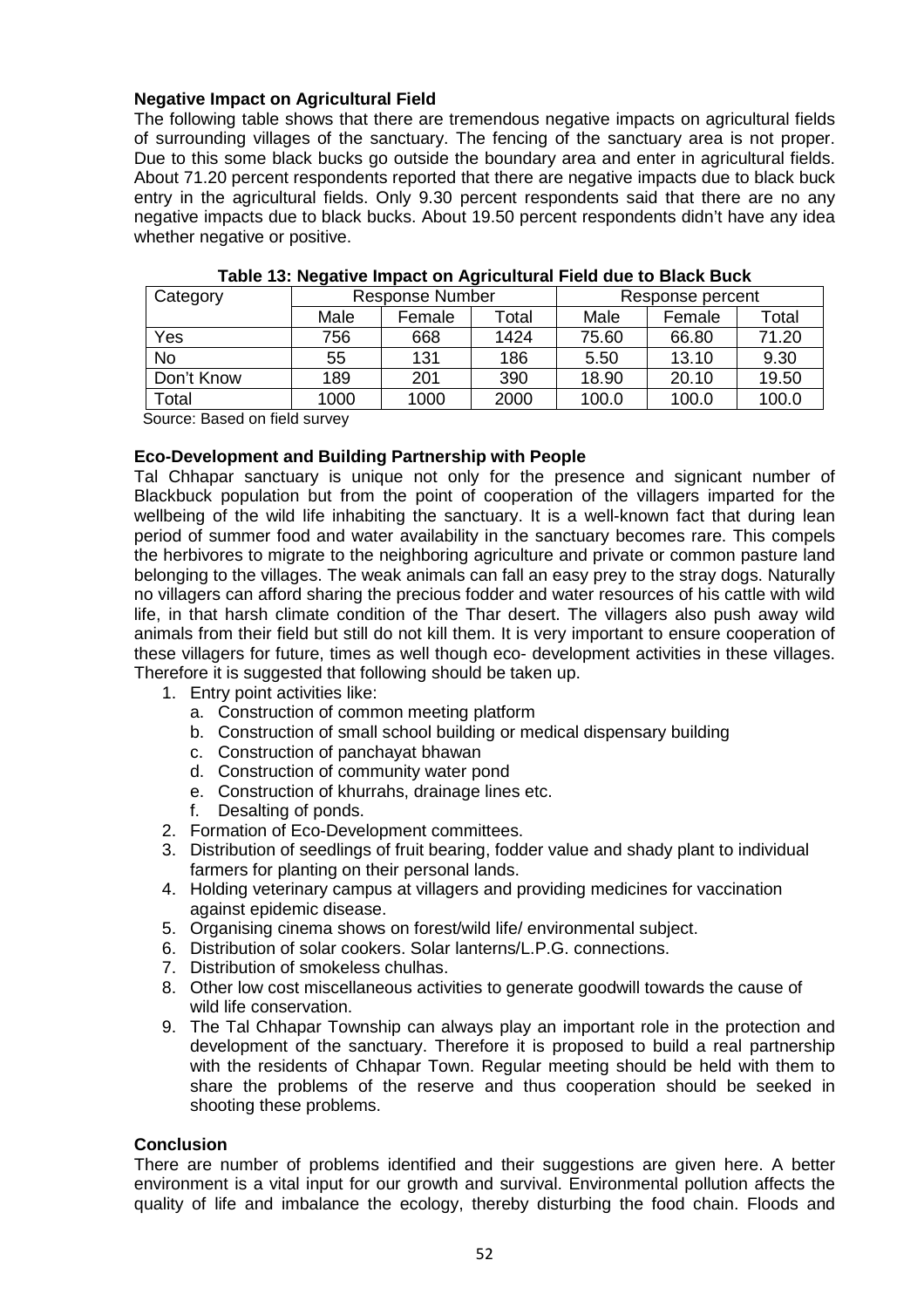**Negative Impact on Agricultural Field**

The following table shows that there are tremendous negative impacts on agricultural fields of surrounding villages of the sanctuary. The fencing of the sanctuary area is not proper. Due to this some black bucks go outside the boundary area and enter in agricultural fields. About 71.20 percent respondents reported that there are negative impacts due to black buck entry in the agricultural fields. Only 9.30 percent respondents said that there are no any negative impacts due to black bucks. About 19.50 percent respondents didn't have any idea whether negative or positive.

**Table 13: Negative Impact on Agricultural Field due to Black Buck**

| Category | Response Number | | | Response percent | | |
|---|---|---|---|---|---|---|
| | Male | Female | Total | Male | Female | Total |
| Yes | 756 | 668 | 1424 | 75.60 | 66.80 | 71.20 |
| No | 55 | 131 | 186 | 5.50 | 13.10 | 9.30 |
| Don't Know | 189 | 201 | 390 | 18.90 | 20.10 | 19.50 |
| Total | 1000 | 1000 | 2000 | 100.0 | 100.0 | 100.0 |

Source: Based on field survey

**Eco-Development and Building Partnership with People**

Tal Chhapar sanctuary is unique not only for the presence and signicant number of Blackbuck population but from the point of cooperation of the villagers imparted for the wellbeing of the wild life inhabiting the sanctuary. It is a well-known fact that during lean period of summer food and water availability in the sanctuary becomes rare. This compels the herbivores to migrate to the neighboring agriculture and private or common pasture land belonging to the villages. The weak animals can fall an easy prey to the stray dogs. Naturally no villagers can afford sharing the precious fodder and water resources of his cattle with wild life, in that harsh climate condition of the Thar desert. The villagers also push away wild animals from their field but still do not kill them. It is very important to ensure cooperation of these villagers for future, times as well though eco- development activities in these villages. Therefore it is suggested that following should be taken up.

1. Entry point activities like:
   a. Construction of common meeting platform
   b. Construction of small school building or medical dispensary building
   c. Construction of panchayat bhawan
   d. Construction of community water pond
   e. Construction of khurrahs, drainage lines etc.
   f. Desalting of ponds.
2. Formation of Eco-Development committees.
3. Distribution of seedlings of fruit bearing, fodder value and shady plant to individual farmers for planting on their personal lands.
4. Holding veterinary campus at villagers and providing medicines for vaccination against epidemic disease.
5. Organising cinema shows on forest/wild life/ environmental subject.
6. Distribution of solar cookers. Solar lanterns/L.P.G. connections.
7. Distribution of smokeless chulhas.
8. Other low cost miscellaneous activities to generate goodwill towards the cause of wild life conservation.
9. The Tal Chhapar Township can always play an important role in the protection and development of the sanctuary. Therefore it is proposed to build a real partnership with the residents of Chhapar Town. Regular meeting should be held with them to share the problems of the reserve and thus cooperation should be seeked in shooting these problems.

**Conclusion**

There are number of problems identified and their suggestions are given here. A better environment is a vital input for our growth and survival. Environmental pollution affects the quality of life and imbalance the ecology, thereby disturbing the food chain. Floods and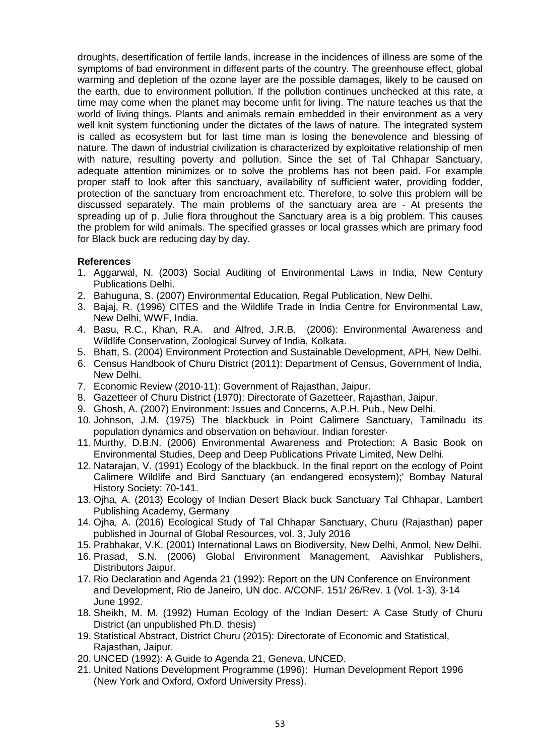droughts, desertification of fertile lands, increase in the incidences of illness are some of the symptoms of bad environment in different parts of the country. The greenhouse effect, global warming and depletion of the ozone layer are the possible damages, likely to be caused on the earth, due to environment pollution. If the pollution continues unchecked at this rate, a time may come when the planet may become unfit for living. The nature teaches us that the world of living things. Plants and animals remain embedded in their environment as a very well knit system functioning under the dictates of the laws of nature. The integrated system is called as ecosystem but for last time man is losing the benevolence and blessing of nature. The dawn of industrial civilization is characterized by exploitative relationship of men with nature, resulting poverty and pollution. Since the set of Tal Chhapar Sanctuary, adequate attention minimizes or to solve the problems has not been paid. For example proper staff to look after this sanctuary, availability of sufficient water, providing fodder, protection of the sanctuary from encroachment etc. Therefore, to solve this problem will be discussed separately. The main problems of the sanctuary area are - At presents the spreading up of p. Julie flora throughout the Sanctuary area is a big problem. This causes the problem for wild animals. The specified grasses or local grasses which are primary food for Black buck are reducing day by day.

**References**

1. Aggarwal, N. (2003) Social Auditing of Environmental Laws in India, New Century Publications Delhi.
2. Bahuguna, S. (2007) Environmental Education, Regal Publication, New Delhi.
3. Bajaj, R. (1996) CITES and the Wildlife Trade in India Centre for Environmental Law, New Delhi, WWF, India.
4. Basu, R.C., Khan, R.A. and Alfred, J.R.B. (2006): Environmental Awareness and Wildlife Conservation, Zoological Survey of India, Kolkata.
5. Bhatt, S. (2004) Environment Protection and Sustainable Development, APH, New Delhi.
6. Census Handbook of Churu District (2011): Department of Census, Government of India, New Delhi.
7. Economic Review (2010-11): Government of Rajasthan, Jaipur.
8. Gazetteer of Churu District (1970): Directorate of Gazetteer, Rajasthan, Jaipur.
9. Ghosh, A. (2007) Environment: Issues and Concerns, A.P.H. Pub., New Delhi.
10. Johnson, J.M. (1975) The blackbuck in Point Calimere Sanctuary, Tamilnadu its population dynamics and observation on behaviour. Indian forester·
11. Murthy, D.B.N. (2006) Environmental Awareness and Protection: A Basic Book on Environmental Studies, Deep and Deep Publications Private Limited, New Delhi.
12. Natarajan, V. (1991) Ecology of the blackbuck. In the final report on the ecology of Point Calimere Wildlife and Bird Sanctuary (an endangered ecosystem);' Bombay Natural History Society: 70-141.
13. Ojha, A. (2013) Ecology of Indian Desert Black buck Sanctuary Tal Chhapar, Lambert Publishing Academy, Germany
14. Ojha, A. (2016) Ecological Study of Tal Chhapar Sanctuary, Churu (Rajasthan) paper published in Journal of Global Resources, vol. 3, July 2016
15. Prabhakar, V.K. (2001) International Laws on Biodiversity, New Delhi, Anmol, New Delhi.
16. Prasad, S.N. (2006) Global Environment Management, Aavishkar Publishers, Distributors Jaipur.
17. Rio Declaration and Agenda 21 (1992): Report on the UN Conference on Environment and Development, Rio de Janeiro, UN doc. A/CONF. 151/ 26/Rev. 1 (Vol. 1-3), 3-14 June 1992.
18. Sheikh, M. M. (1992) Human Ecology of the Indian Desert: A Case Study of Churu District (an unpublished Ph.D. thesis)
19. Statistical Abstract, District Churu (2015): Directorate of Economic and Statistical, Rajasthan, Jaipur.
20. UNCED (1992): A Guide to Agenda 21, Geneva, UNCED.
21. United Nations Development Programme (1996): Human Development Report 1996 (New York and Oxford, Oxford University Press).